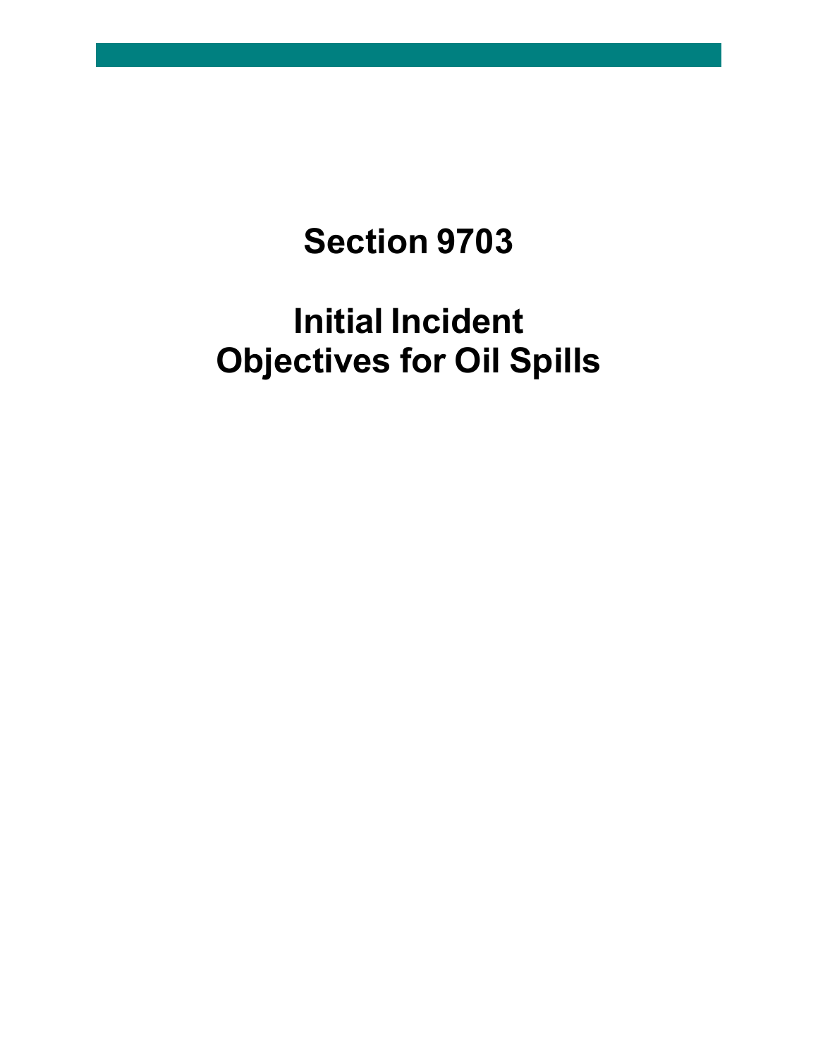# Section 9703

# Initial Incident Objectives for Oil Spills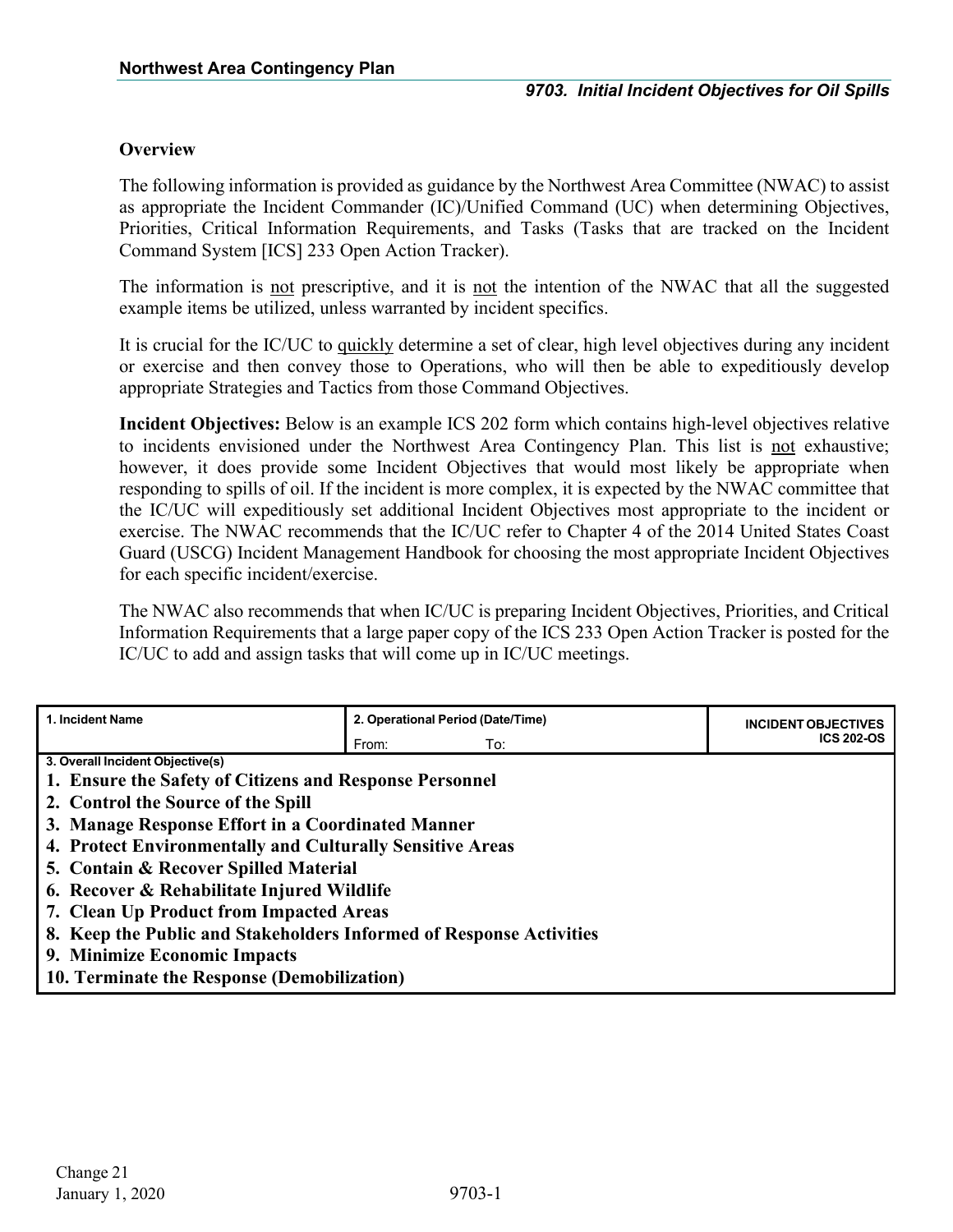## Overview

The following information is provided as guidance by the Northwest Area Committee (NWAC) to assist as appropriate the Incident Commander (IC)/Unified Command (UC) when determining Objectives, Priorities, Critical Information Requirements, and Tasks (Tasks that are tracked on the Incident Command System [ICS] 233 Open Action Tracker).

The information is not prescriptive, and it is not the intention of the NWAC that all the suggested example items be utilized, unless warranted by incident specifics.

It is crucial for the IC/UC to quickly determine a set of clear, high level objectives during any incident or exercise and then convey those to Operations, who will then be able to expeditiously develop appropriate Strategies and Tactics from those Command Objectives.

**Incident Objectives:** Below is an example ICS 202 form which contains high-level objectives relative to incidents envisioned under the Northwest Area Contingency Plan. This list is not exhaustive; however, it does provide some Incident Objectives that would most likely be appropriate when responding to spills of oil. If the incident is more complex, it is expected by the NWAC committee that the IC/UC will expeditiously set additional Incident Objectives most appropriate to the incident or exercise. The NWAC recommends that the IC/UC refer to Chapter 4 of the 2014 United States Coast Guard (USCG) Incident Management Handbook for choosing the most appropriate Incident Objectives for each specific incident/exercise.

The NWAC also recommends that when IC/UC is preparing Incident Objectives, Priorities, and Critical Information Requirements that a large paper copy of the ICS 233 Open Action Tracker is posted for the IC/UC to add and assign tasks that will come up in IC/UC meetings.

| 1. Incident Name | 2. Operational Period (Date/Time) From: To: | INCIDENT OBJECTIVES ICS 202-OS |
|---|---|---|
| **3. Overall Incident Objective(s)** | | |
| **1. Ensure the Safety of Citizens and Response Personnel** | | |
| **2. Control the Source of the Spill** | | |
| **3. Manage Response Effort in a Coordinated Manner** | | |
| **4. Protect Environmentally and Culturally Sensitive Areas** | | |
| **5. Contain & Recover Spilled Material** | | |
| **6. Recover & Rehabilitate Injured Wildlife** | | |
| **7. Clean Up Product from Impacted Areas** | | |
| **8. Keep the Public and Stakeholders Informed of Response Activities** | | |
| **9. Minimize Economic Impacts** | | |
| **10. Terminate the Response (Demobilization)** | | |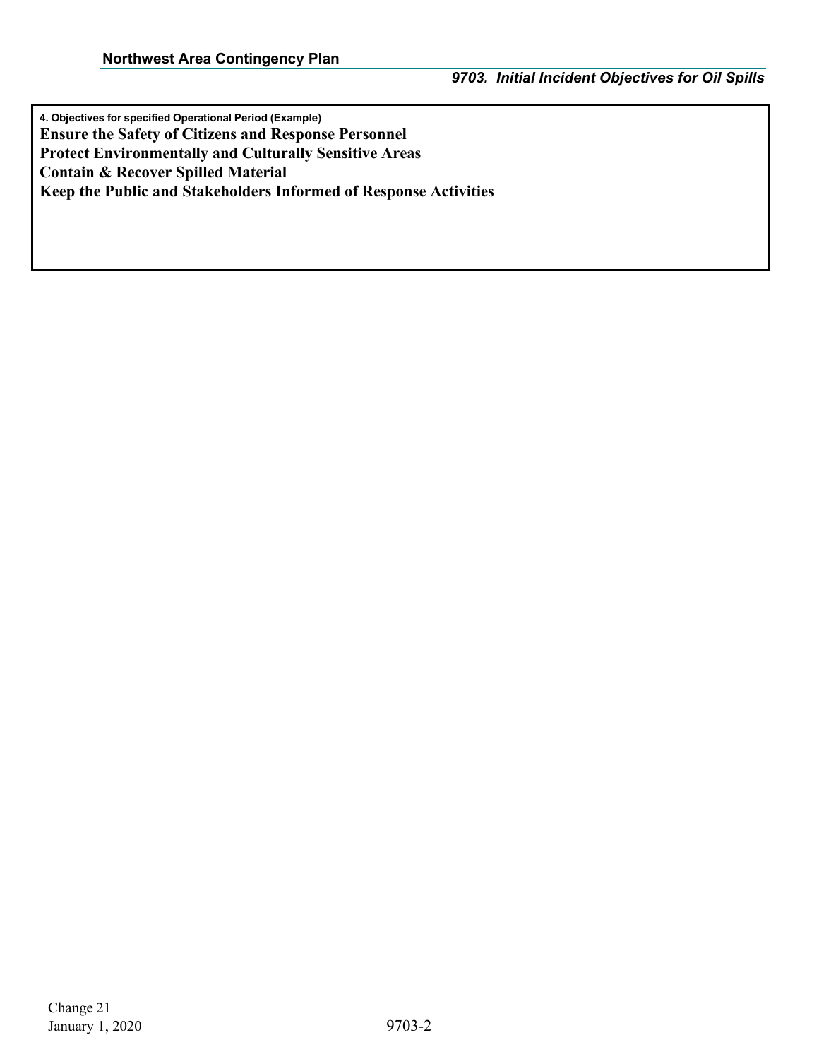**4. Objectives for specified Operational Period (Example)**

**Ensure the Safety of Citizens and Response Personnel**

**Protect Environmentally and Culturally Sensitive Areas**

**Contain & Recover Spilled Material**

**Keep the Public and Stakeholders Informed of Response Activities**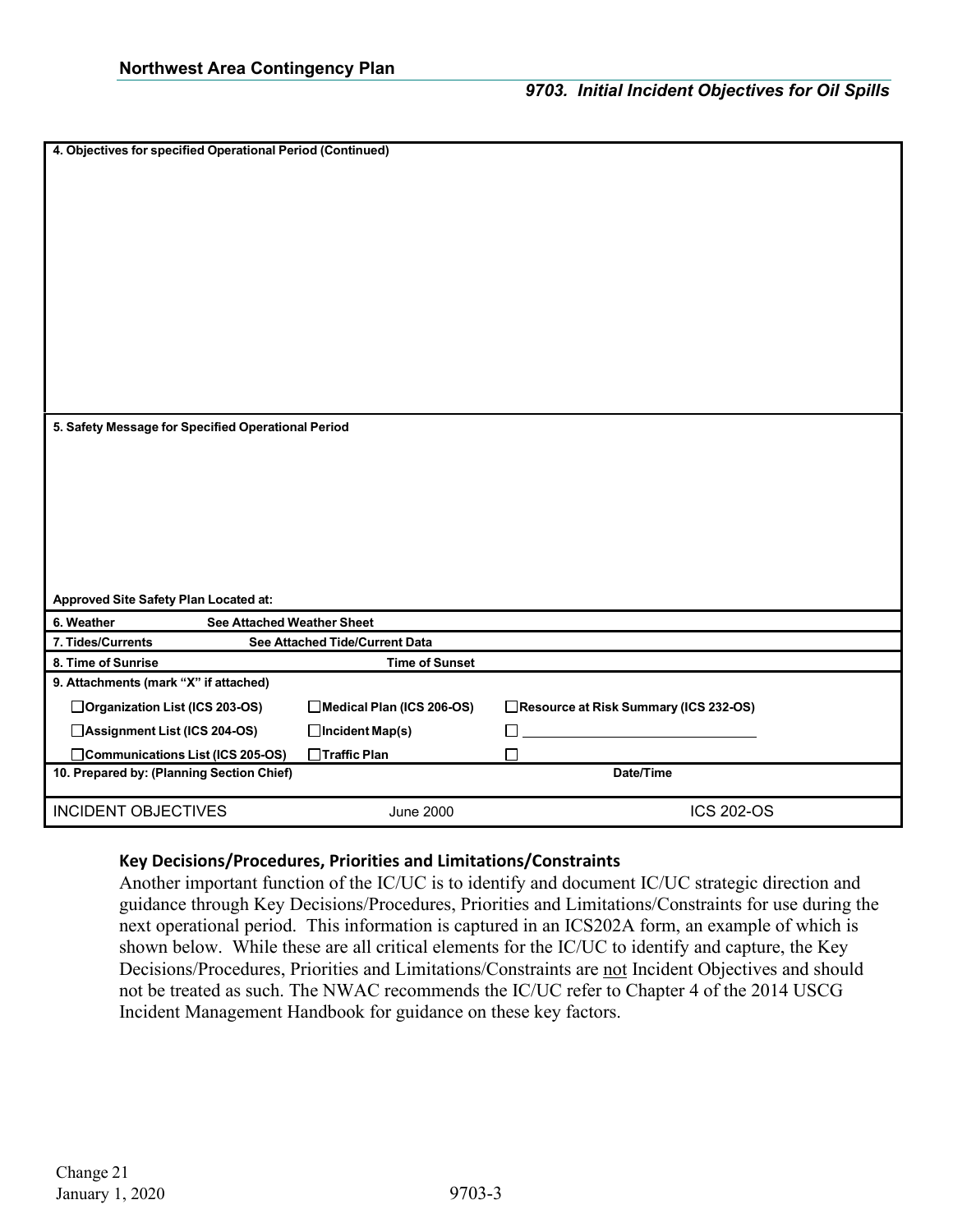| 4. Objectives for specified Operational Period (Continued) | | |
| --- | --- | --- |
| | | |
| **5. Safety Message for Specified Operational Period** | | |
| | | |
| **Approved Site Safety Plan Located at:** | | |
| **6. Weather** | **See Attached Weather Sheet** | |
| **7. Tides/Currents** | **See Attached Tide/Current Data** | |
| **8. Time of Sunrise** | **Time of Sunset** | |
| **9. Attachments (mark "X" if attached)** | | |
| ☐ **Organization List (ICS 203-OS)** | ☐ **Medical Plan (ICS 206-OS)** | ☐ **Resource at Risk Summary (ICS 232-OS)** |
| ☐ **Assignment List (ICS 204-OS)** | ☐ **Incident Map(s)** | ☐ ______________________ |
| ☐ **Communications List (ICS 205-OS)** | ☐ **Traffic Plan** | ☐ |
| **10. Prepared by: (Planning Section Chief)** | | **Date/Time** |
| INCIDENT OBJECTIVES | June 2000 | ICS 202-OS |

### Key Decisions/Procedures, Priorities and Limitations/Constraints

Another important function of the IC/UC is to identify and document IC/UC strategic direction and guidance through Key Decisions/Procedures, Priorities and Limitations/Constraints for use during the next operational period. This information is captured in an ICS202A form, an example of which is shown below. While these are all critical elements for the IC/UC to identify and capture, the Key Decisions/Procedures, Priorities and Limitations/Constraints are not Incident Objectives and should not be treated as such. The NWAC recommends the IC/UC refer to Chapter 4 of the 2014 USCG Incident Management Handbook for guidance on these key factors.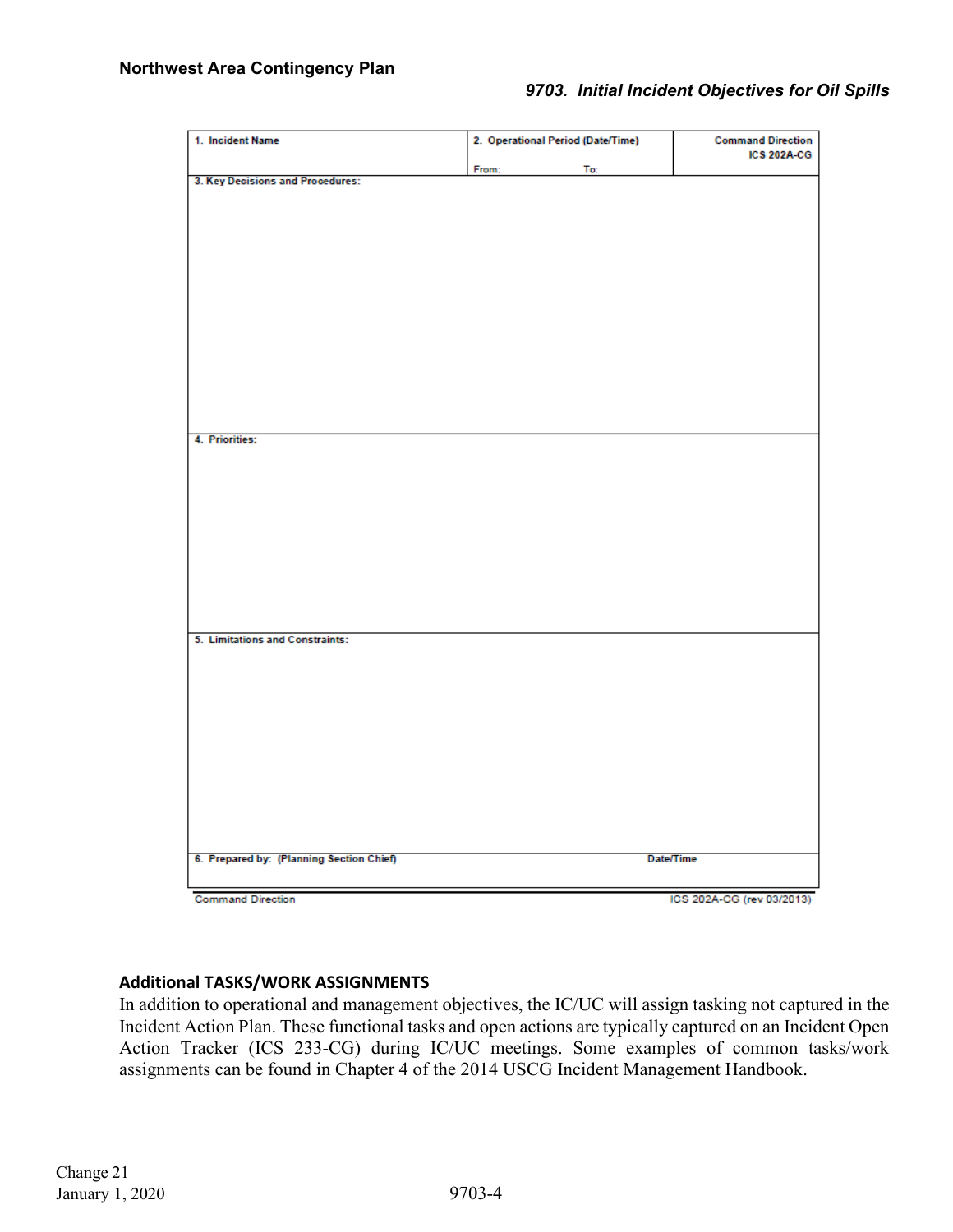| 1. Incident Name | 2. Operational Period (Date/Time) From: To: | Command Direction ICS 202A-CG |
|---|---|---|
| 3. Key Decisions and Procedures: | | |
| 4. Priorities: | | |
| 5. Limitations and Constraints: | | |
| 6. Prepared by: (Planning Section Chief) | Date/Time | |
| Command Direction | | ICS 202A-CG (rev 03/2013) |

**Additional TASKS/WORK ASSIGNMENTS**

In addition to operational and management objectives, the IC/UC will assign tasking not captured in the Incident Action Plan. These functional tasks and open actions are typically captured on an Incident Open Action Tracker (ICS 233-CG) during IC/UC meetings. Some examples of common tasks/work assignments can be found in Chapter 4 of the 2014 USCG Incident Management Handbook.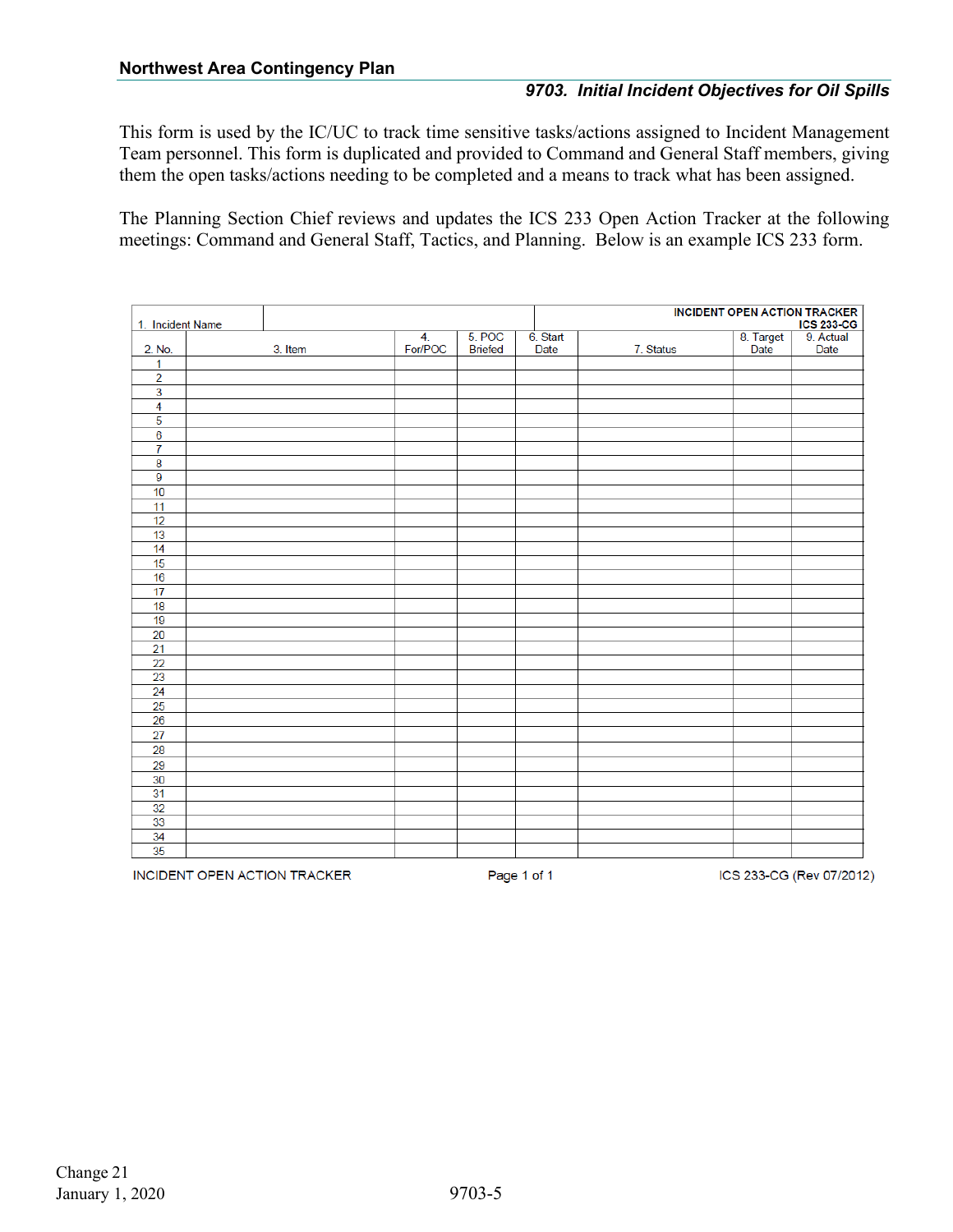This form is used by the IC/UC to track time sensitive tasks/actions assigned to Incident Management Team personnel. This form is duplicated and provided to Command and General Staff members, giving them the open tasks/actions needing to be completed and a means to track what has been assigned.

The Planning Section Chief reviews and updates the ICS 233 Open Action Tracker at the following meetings: Command and General Staff, Tactics, and Planning. Below is an example ICS 233 form.

| 1. Incident Name | | | | | INCIDENT OPEN ACTION TRACKER ICS 233-CG | | |
|---|---|---|---|---|---|---|---|
| 2. No. | 3. Item | 4. For/POC | 5. POC Briefed | 6. Start Date | 7. Status | 8. Target Date | 9. Actual Date |
| 1 | | | | | | | |
| 2 | | | | | | | |
| 3 | | | | | | | |
| 4 | | | | | | | |
| 5 | | | | | | | |
| 6 | | | | | | | |
| 7 | | | | | | | |
| 8 | | | | | | | |
| 9 | | | | | | | |
| 10 | | | | | | | |
| 11 | | | | | | | |
| 12 | | | | | | | |
| 13 | | | | | | | |
| 14 | | | | | | | |
| 15 | | | | | | | |
| 16 | | | | | | | |
| 17 | | | | | | | |
| 18 | | | | | | | |
| 19 | | | | | | | |
| 20 | | | | | | | |
| 21 | | | | | | | |
| 22 | | | | | | | |
| 23 | | | | | | | |
| 24 | | | | | | | |
| 25 | | | | | | | |
| 26 | | | | | | | |
| 27 | | | | | | | |
| 28 | | | | | | | |
| 29 | | | | | | | |
| 30 | | | | | | | |
| 31 | | | | | | | |
| 32 | | | | | | | |
| 33 | | | | | | | |
| 34 | | | | | | | |
| 35 | | | | | | | |

INCIDENT OPEN ACTION TRACKER Page 1 of 1 ICS 233-CG (Rev 07/2012)